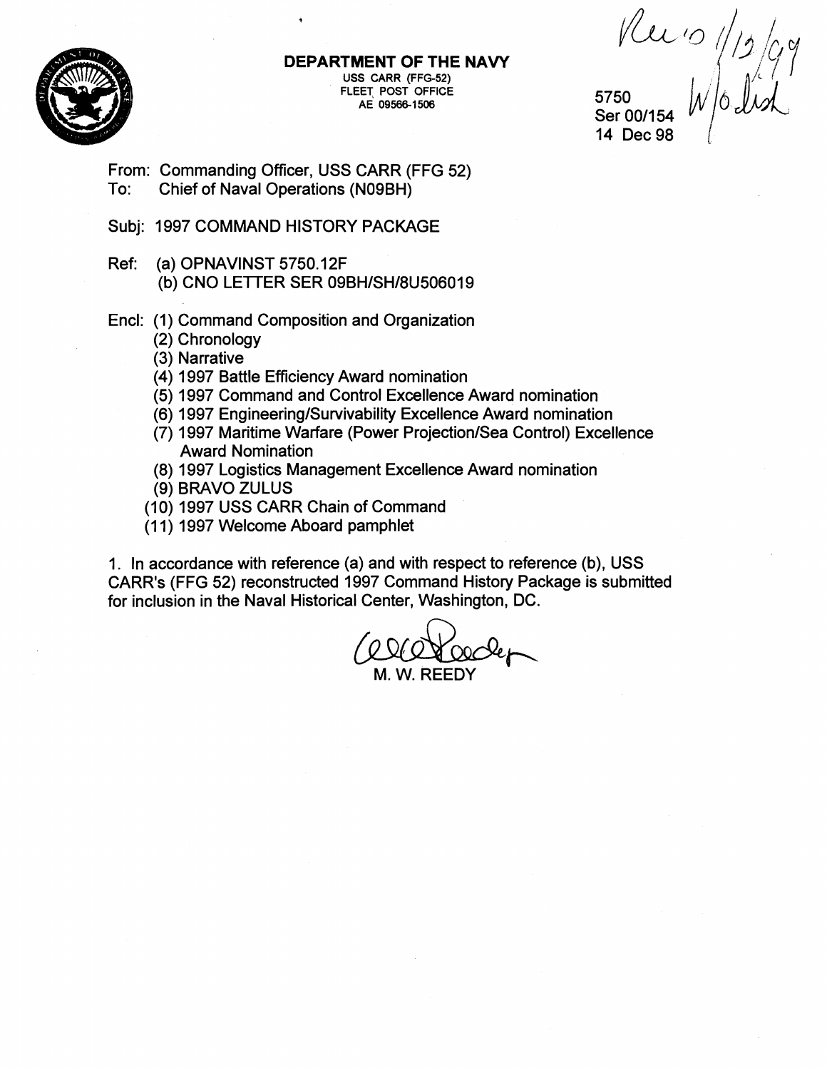**DEPARTMENT OF THE NAVY**
USS CARR (FFG-52)
FLEET POST OFFICE
AE 09566-1506

Rec'd 1/12/99
W/o encl

5750
Ser 00/154
14 Dec 98

From: Commanding Officer, USS CARR (FFG 52)
To: Chief of Naval Operations (N09BH)

Subj: 1997 COMMAND HISTORY PACKAGE

Ref: (a) OPNAVINST 5750.12F
(b) CNO LETTER SER 09BH/SH/8U506019

Encl: (1) Command Composition and Organization
(2) Chronology
(3) Narrative
(4) 1997 Battle Efficiency Award nomination
(5) 1997 Command and Control Excellence Award nomination
(6) 1997 Engineering/Survivability Excellence Award nomination
(7) 1997 Maritime Warfare (Power Projection/Sea Control) Excellence Award Nomination
(8) 1997 Logistics Management Excellence Award nomination
(9) BRAVO ZULUS
(10) 1997 USS CARR Chain of Command
(11) 1997 Welcome Aboard pamphlet

1. In accordance with reference (a) and with respect to reference (b), USS CARR's (FFG 52) reconstructed 1997 Command History Package is submitted for inclusion in the Naval Historical Center, Washington, DC.

M. W. REEDY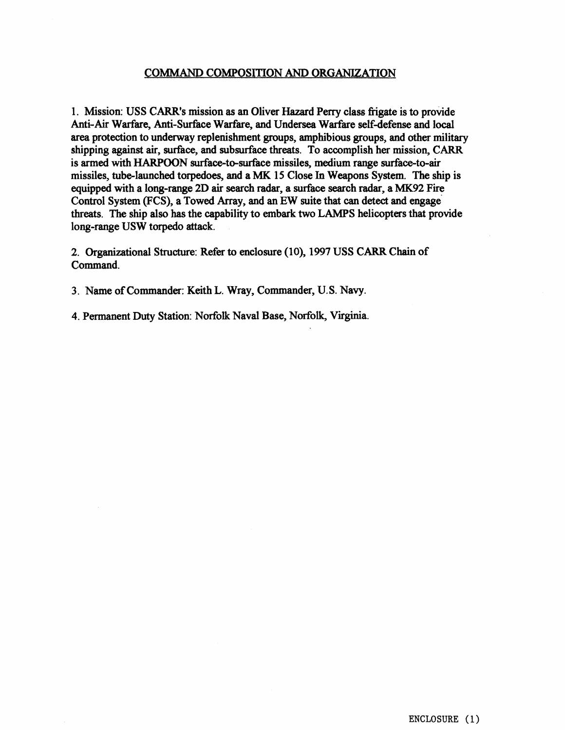## COMMAND COMPOSITION AND ORGANIZATION

1. Mission: USS CARR's mission as an Oliver Hazard Perry class frigate is to provide Anti-Air Warfare, Anti-Surface Warfare, and Undersea Warfare self-defense and local area protection to underway replenishment groups, amphibious groups, and other military shipping against air, surface, and subsurface threats. To accomplish her mission, CARR is armed with HARPOON surface-to-surface missiles, medium range surface-to-air missiles, tube-launched torpedoes, and a MK 15 Close In Weapons System. The ship is equipped with a long-range 2D air search radar, a surface search radar, a MK92 Fire Control System (FCS), a Towed Array, and an EW suite that can detect and engage threats. The ship also has the capability to embark two LAMPS helicopters that provide long-range USW torpedo attack.

2. Organizational Structure: Refer to enclosure (10), 1997 USS CARR Chain of Command.

3. Name of Commander: Keith L. Wray, Commander, U.S. Navy.

4. Permanent Duty Station: Norfolk Naval Base, Norfolk, Virginia.

ENCLOSURE (1)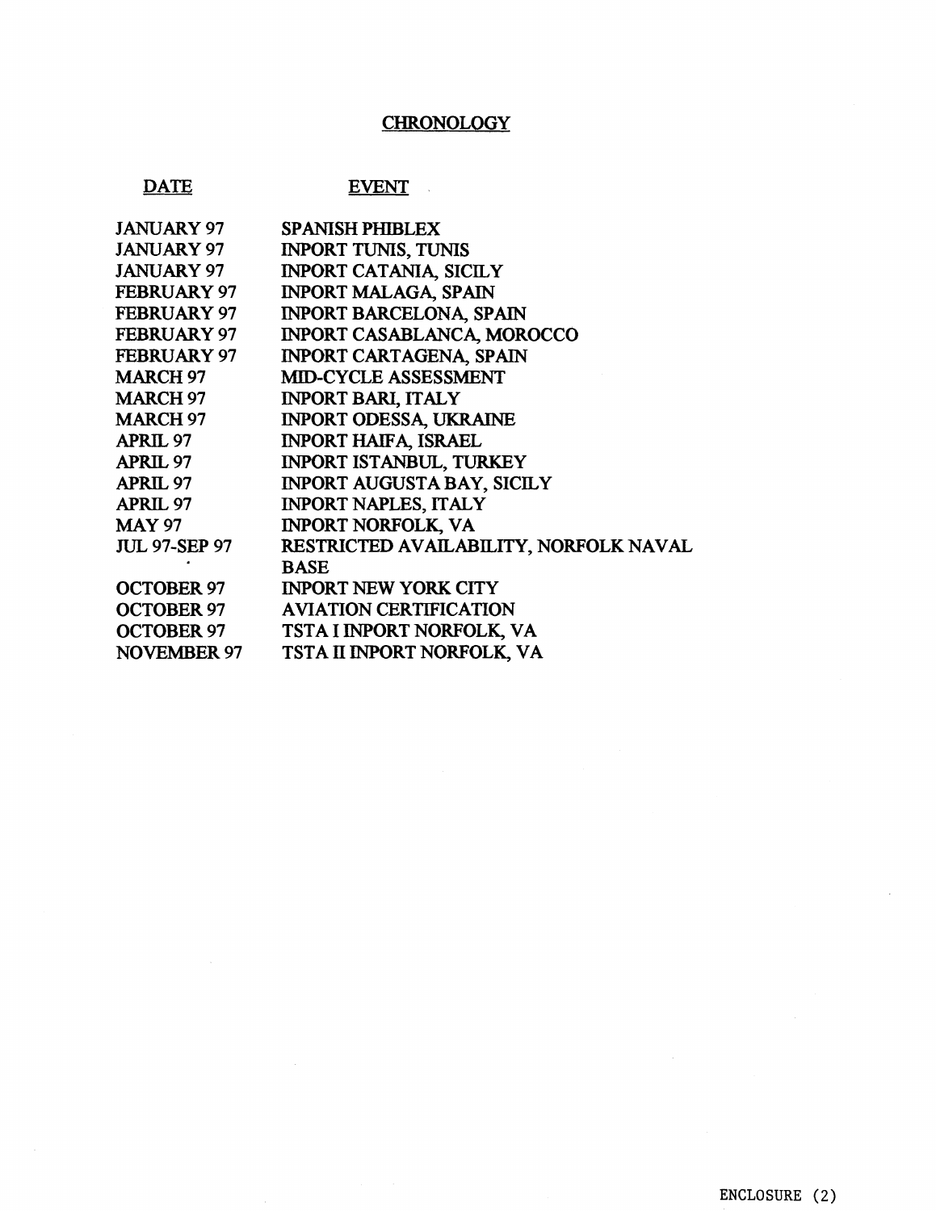# CHRONOLOGY

| DATE | EVENT |
|---|---|
| JANUARY 97 | SPANISH PHIBLEX |
| JANUARY 97 | INPORT TUNIS, TUNIS |
| JANUARY 97 | INPORT CATANIA, SICILY |
| FEBRUARY 97 | INPORT MALAGA, SPAIN |
| FEBRUARY 97 | INPORT BARCELONA, SPAIN |
| FEBRUARY 97 | INPORT CASABLANCA, MOROCCO |
| FEBRUARY 97 | INPORT CARTAGENA, SPAIN |
| MARCH 97 | MID-CYCLE ASSESSMENT |
| MARCH 97 | INPORT BARI, ITALY |
| MARCH 97 | INPORT ODESSA, UKRAINE |
| APRIL 97 | INPORT HAIFA, ISRAEL |
| APRIL 97 | INPORT ISTANBUL, TURKEY |
| APRIL 97 | INPORT AUGUSTA BAY, SICILY |
| APRIL 97 | INPORT NAPLES, ITALY |
| MAY 97 | INPORT NORFOLK, VA |
| JUL 97-SEP 97 | RESTRICTED AVAILABILITY, NORFOLK NAVAL BASE |
| OCTOBER 97 | INPORT NEW YORK CITY |
| OCTOBER 97 | AVIATION CERTIFICATION |
| OCTOBER 97 | TSTA I INPORT NORFOLK, VA |
| NOVEMBER 97 | TSTA II INPORT NORFOLK, VA |

ENCLOSURE (2)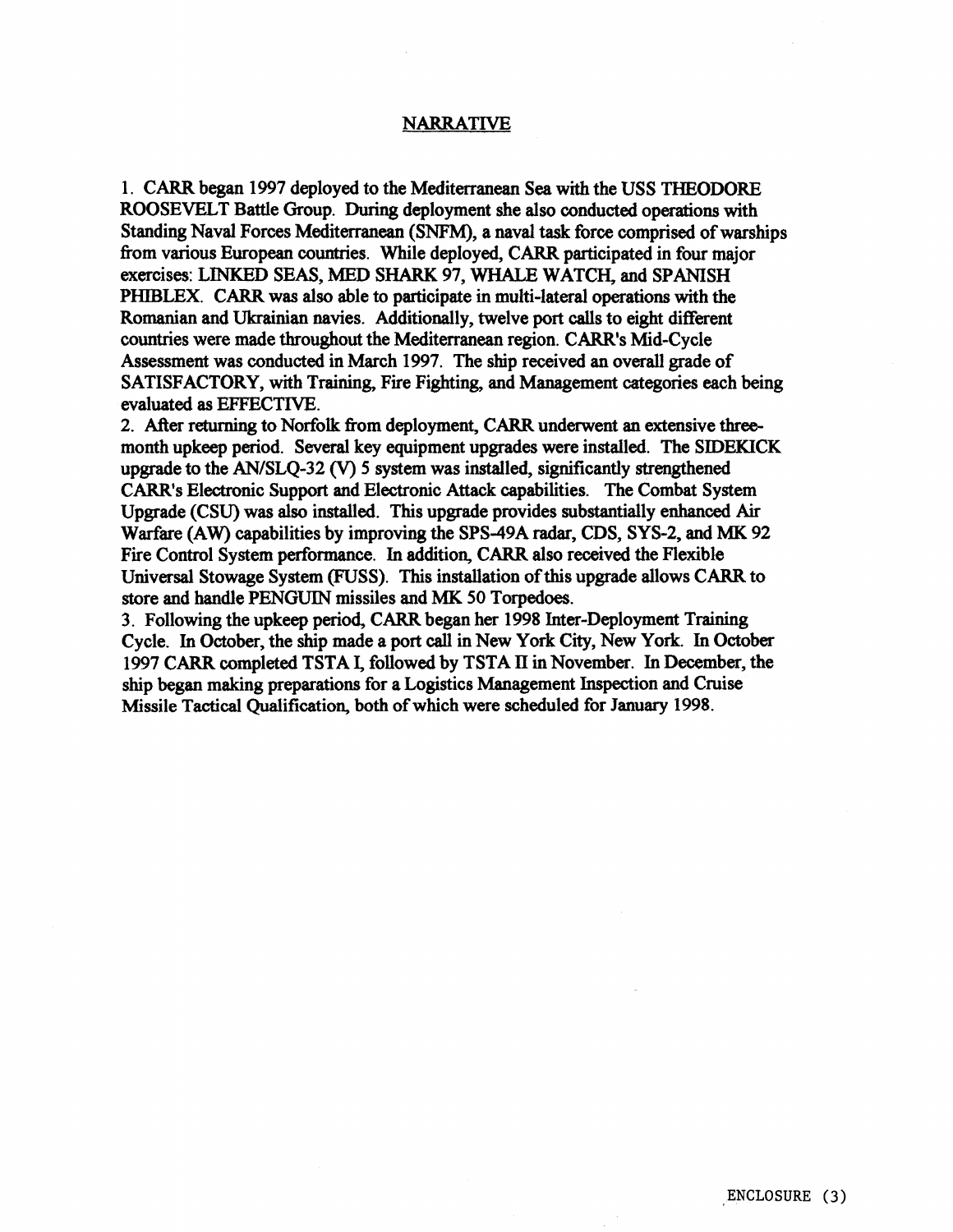## NARRATIVE

1. CARR began 1997 deployed to the Mediterranean Sea with the USS THEODORE ROOSEVELT Battle Group. During deployment she also conducted operations with Standing Naval Forces Mediterranean (SNFM), a naval task force comprised of warships from various European countries. While deployed, CARR participated in four major exercises: LINKED SEAS, MED SHARK 97, WHALE WATCH, and SPANISH PHIBLEX. CARR was also able to participate in multi-lateral operations with the Romanian and Ukrainian navies. Additionally, twelve port calls to eight different countries were made throughout the Mediterranean region. CARR's Mid-Cycle Assessment was conducted in March 1997. The ship received an overall grade of SATISFACTORY, with Training, Fire Fighting, and Management categories each being evaluated as EFFECTIVE.

2. After returning to Norfolk from deployment, CARR underwent an extensive three-month upkeep period. Several key equipment upgrades were installed. The SIDEKICK upgrade to the AN/SLQ-32 (V) 5 system was installed, significantly strengthened CARR's Electronic Support and Electronic Attack capabilities. The Combat System Upgrade (CSU) was also installed. This upgrade provides substantially enhanced Air Warfare (AW) capabilities by improving the SPS-49A radar, CDS, SYS-2, and MK 92 Fire Control System performance. In addition, CARR also received the Flexible Universal Stowage System (FUSS). This installation of this upgrade allows CARR to store and handle PENGUIN missiles and MK 50 Torpedoes.

3. Following the upkeep period, CARR began her 1998 Inter-Deployment Training Cycle. In October, the ship made a port call in New York City, New York. In October 1997 CARR completed TSTA I, followed by TSTA II in November. In December, the ship began making preparations for a Logistics Management Inspection and Cruise Missile Tactical Qualification, both of which were scheduled for January 1998.

ENCLOSURE (3)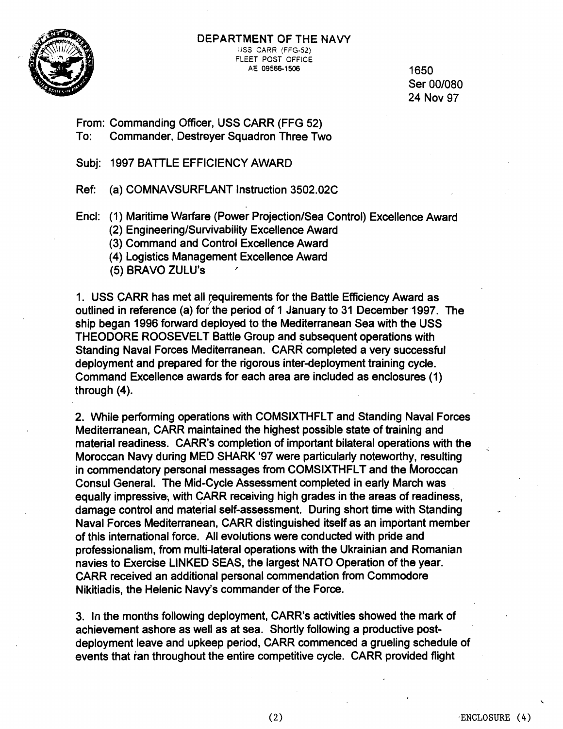DEPARTMENT OF THE NAVY
USS CARR (FFG-52)
FLEET POST OFFICE
AE 09566-1506

1650
Ser 00/080
24 Nov 97

From: Commanding Officer, USS CARR (FFG 52)
To: Commander, Destroyer Squadron Three Two

Subj: 1997 BATTLE EFFICIENCY AWARD

Ref: (a) COMNAVSURFLANT Instruction 3502.02C

Encl: (1) Maritime Warfare (Power Projection/Sea Control) Excellence Award
(2) Engineering/Survivability Excellence Award
(3) Command and Control Excellence Award
(4) Logistics Management Excellence Award
(5) BRAVO ZULU's

1. USS CARR has met all requirements for the Battle Efficiency Award as outlined in reference (a) for the period of 1 January to 31 December 1997. The ship began 1996 forward deployed to the Mediterranean Sea with the USS THEODORE ROOSEVELT Battle Group and subsequent operations with Standing Naval Forces Mediterranean. CARR completed a very successful deployment and prepared for the rigorous inter-deployment training cycle. Command Excellence awards for each area are included as enclosures (1) through (4).

2. While performing operations with COMSIXTHFLT and Standing Naval Forces Mediterranean, CARR maintained the highest possible state of training and material readiness. CARR's completion of important bilateral operations with the Moroccan Navy during MED SHARK '97 were particularly noteworthy, resulting in commendatory personal messages from COMSIXTHFLT and the Moroccan Consul General. The Mid-Cycle Assessment completed in early March was equally impressive, with CARR receiving high grades in the areas of readiness, damage control and material self-assessment. During short time with Standing Naval Forces Mediterranean, CARR distinguished itself as an important member of this international force. All evolutions were conducted with pride and professionalism, from multi-lateral operations with the Ukrainian and Romanian navies to Exercise LINKED SEAS, the largest NATO Operation of the year. CARR received an additional personal commendation from Commodore Nikitiadis, the Helenic Navy's commander of the Force.

3. In the months following deployment, CARR's activities showed the mark of achievement ashore as well as at sea. Shortly following a productive post-deployment leave and upkeep period, CARR commenced a grueling schedule of events that ran throughout the entire competitive cycle. CARR provided flight

(2) ENCLOSURE (4)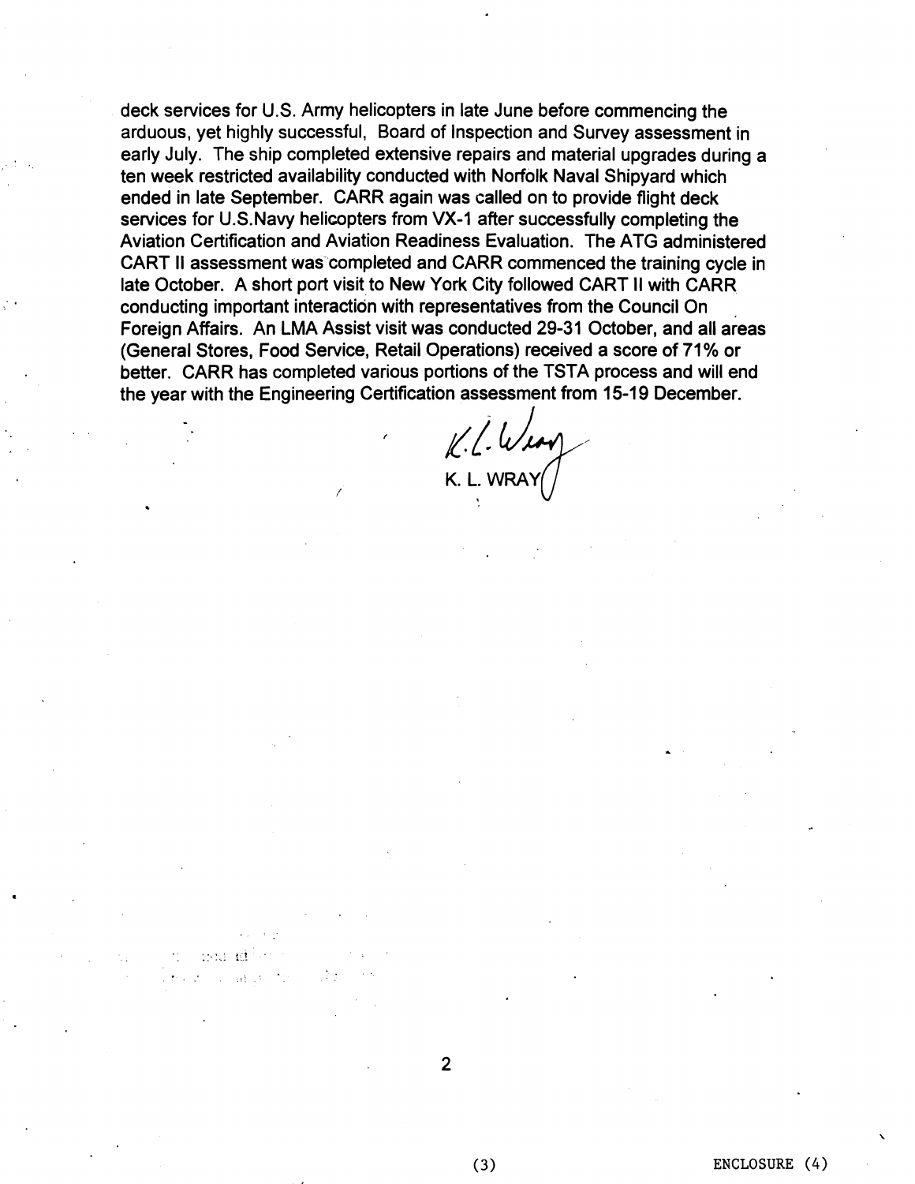deck services for U.S. Army helicopters in late June before commencing the arduous, yet highly successful, Board of Inspection and Survey assessment in early July. The ship completed extensive repairs and material upgrades during a ten week restricted availability conducted with Norfolk Naval Shipyard which ended in late September. CARR again was called on to provide flight deck services for U.S.Navy helicopters from VX-1 after successfully completing the Aviation Certification and Aviation Readiness Evaluation. The ATG administered CART II assessment was completed and CARR commenced the training cycle in late October. A short port visit to New York City followed CART II with CARR conducting important interaction with representatives from the Council On Foreign Affairs. An LMA Assist visit was conducted 29-31 October, and all areas (General Stores, Food Service, Retail Operations) received a score of 71% or better. CARR has completed various portions of the TSTA process and will end the year with the Engineering Certification assessment from 15-19 December.

K. L. WRAY

(3) ENCLOSURE (4)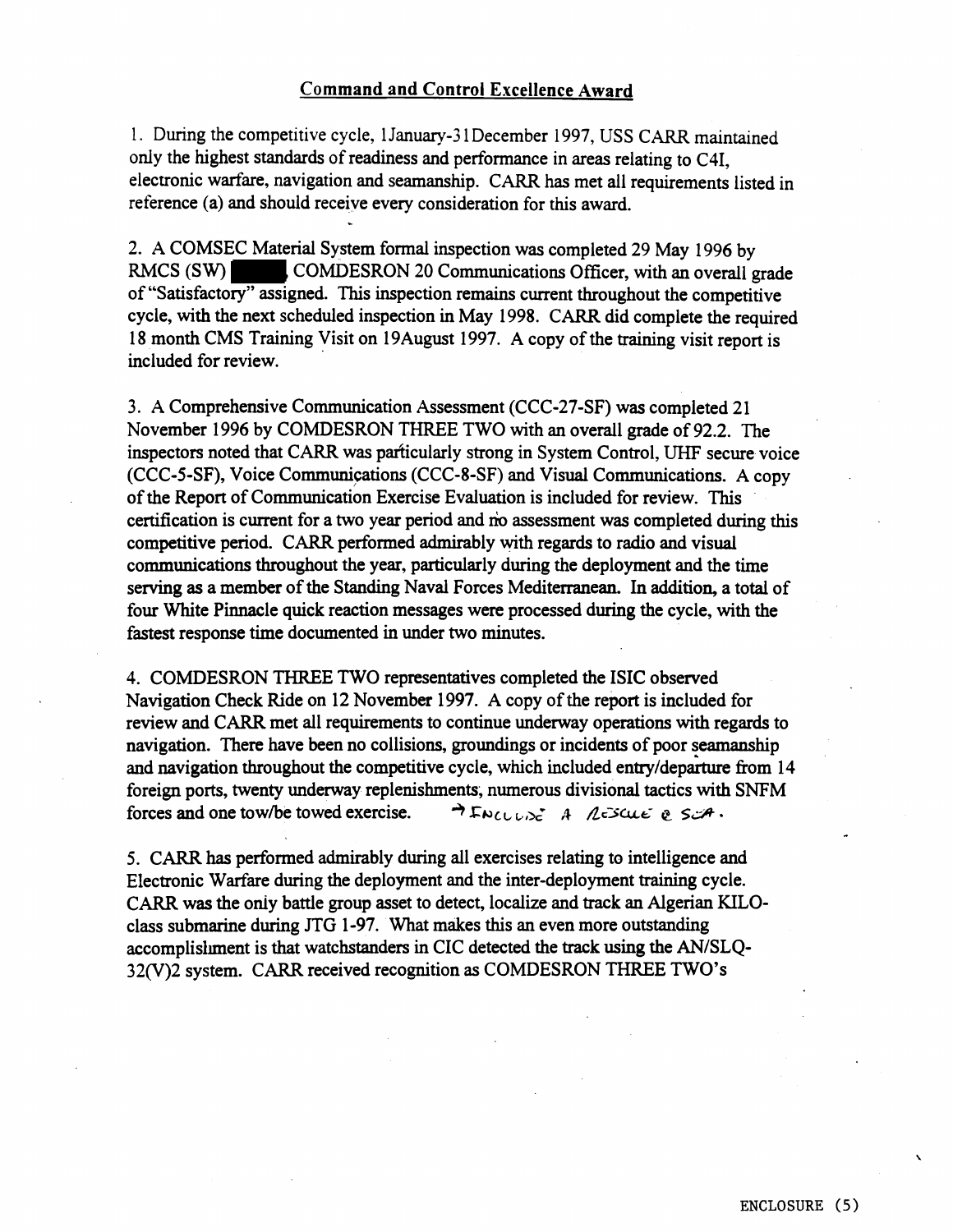## Command and Control Excellence Award

1. During the competitive cycle, 1January-31December 1997, USS CARR maintained only the highest standards of readiness and performance in areas relating to C4I, electronic warfare, navigation and seamanship. CARR has met all requirements listed in reference (a) and should receive every consideration for this award.

2. A COMSEC Material System formal inspection was completed 29 May 1996 by RMCS (SW) ████, COMDESRON 20 Communications Officer, with an overall grade of "Satisfactory" assigned. This inspection remains current throughout the competitive cycle, with the next scheduled inspection in May 1998. CARR did complete the required 18 month CMS Training Visit on 19August 1997. A copy of the training visit report is included for review.

3. A Comprehensive Communication Assessment (CCC-27-SF) was completed 21 November 1996 by COMDESRON THREE TWO with an overall grade of 92.2. The inspectors noted that CARR was particularly strong in System Control, UHF secure voice (CCC-5-SF), Voice Communications (CCC-8-SF) and Visual Communications. A copy of the Report of Communication Exercise Evaluation is included for review. This certification is current for a two year period and no assessment was completed during this competitive period. CARR performed admirably with regards to radio and visual communications throughout the year, particularly during the deployment and the time serving as a member of the Standing Naval Forces Mediterranean. In addition, a total of four White Pinnacle quick reaction messages were processed during the cycle, with the fastest response time documented in under two minutes.

4. COMDESRON THREE TWO representatives completed the ISIC observed Navigation Check Ride on 12 November 1997. A copy of the report is included for review and CARR met all requirements to continue underway operations with regards to navigation. There have been no collisions, groundings or incidents of poor seamanship and navigation throughout the competitive cycle, which included entry/departure from 14 foreign ports, twenty underway replenishments, numerous divisional tactics with SNFM forces and one tow/be towed exercise. → INCLUDE A RESCUE @ SEA.

5. CARR has performed admirably during all exercises relating to intelligence and Electronic Warfare during the deployment and the inter-deployment training cycle. CARR was the only battle group asset to detect, localize and track an Algerian KILO-class submarine during JTG 1-97. What makes this an even more outstanding accomplishment is that watchstanders in CIC detected the track using the AN/SLQ-32(V)2 system. CARR received recognition as COMDESRON THREE TWO's

ENCLOSURE (5)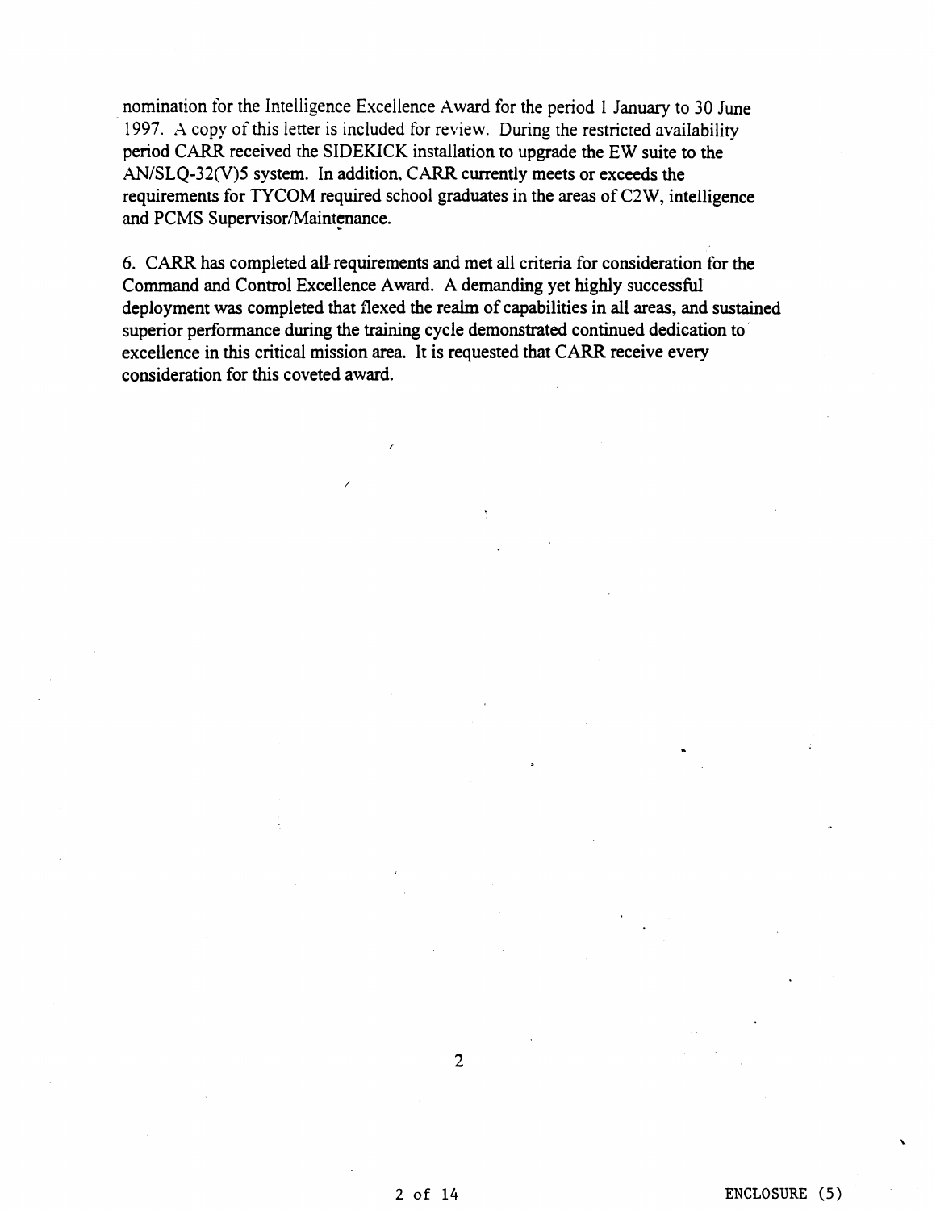nomination for the Intelligence Excellence Award for the period 1 January to 30 June 1997. A copy of this letter is included for review. During the restricted availability period CARR received the SIDEKICK installation to upgrade the EW suite to the AN/SLQ-32(V)5 system. In addition, CARR currently meets or exceeds the requirements for TYCOM required school graduates in the areas of C2W, intelligence and PCMS Supervisor/Maintenance.

6. CARR has completed all requirements and met all criteria for consideration for the Command and Control Excellence Award. A demanding yet highly successful deployment was completed that flexed the realm of capabilities in all areas, and sustained superior performance during the training cycle demonstrated continued dedication to excellence in this critical mission area. It is requested that CARR receive every consideration for this coveted award.

ENCLOSURE (5)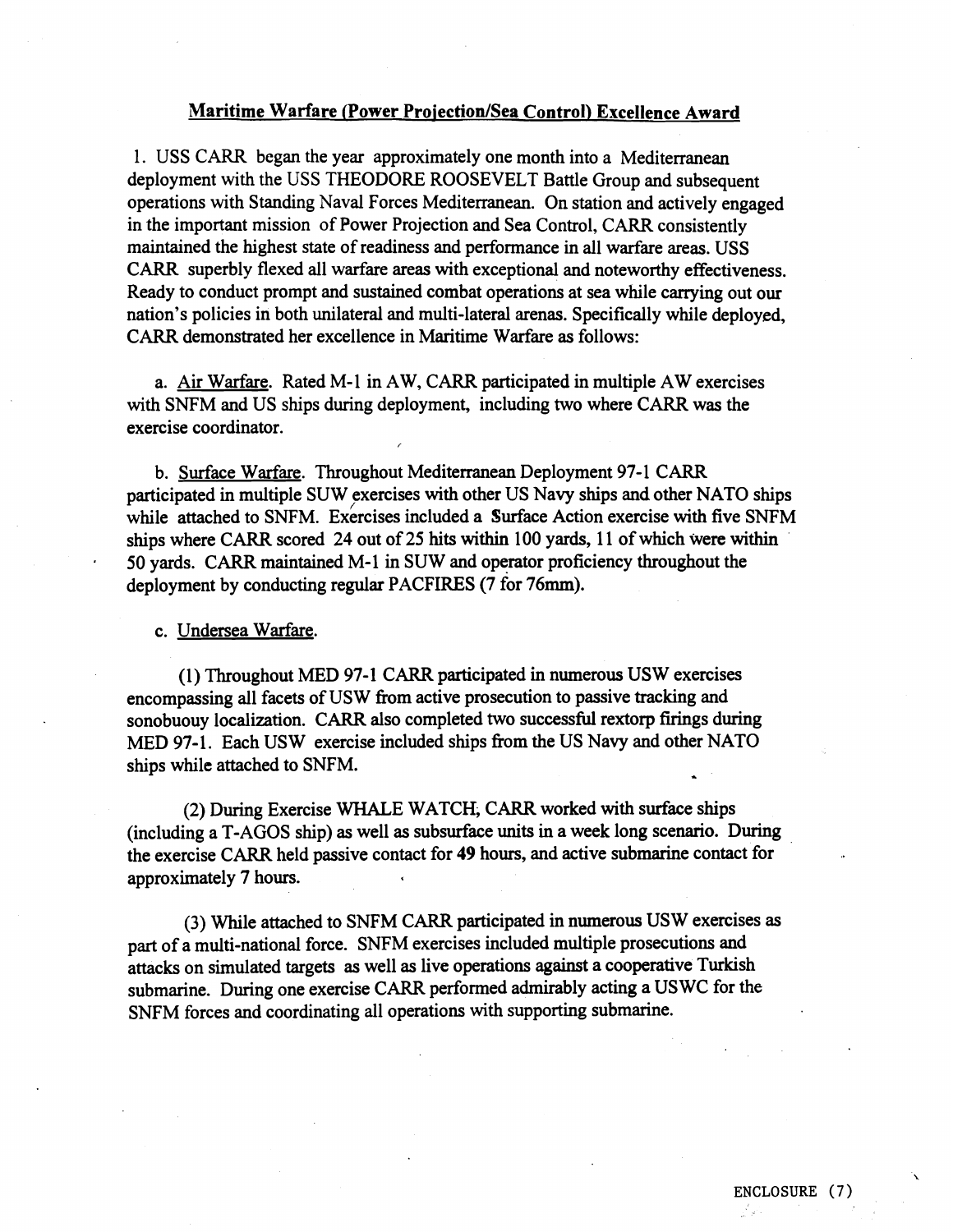## Maritime Warfare (Power Projection/Sea Control) Excellence Award

1. USS CARR began the year approximately one month into a Mediterranean deployment with the USS THEODORE ROOSEVELT Battle Group and subsequent operations with Standing Naval Forces Mediterranean. On station and actively engaged in the important mission of Power Projection and Sea Control, CARR consistently maintained the highest state of readiness and performance in all warfare areas. USS CARR superbly flexed all warfare areas with exceptional and noteworthy effectiveness. Ready to conduct prompt and sustained combat operations at sea while carrying out our nation's policies in both unilateral and multi-lateral arenas. Specifically while deployed, CARR demonstrated her excellence in Maritime Warfare as follows:

a. Air Warfare. Rated M-1 in AW, CARR participated in multiple AW exercises with SNFM and US ships during deployment, including two where CARR was the exercise coordinator.

b. Surface Warfare. Throughout Mediterranean Deployment 97-1 CARR participated in multiple SUW exercises with other US Navy ships and other NATO ships while attached to SNFM. Exercises included a Surface Action exercise with five SNFM ships where CARR scored 24 out of 25 hits within 100 yards, 11 of which were within 50 yards. CARR maintained M-1 in SUW and operator proficiency throughout the deployment by conducting regular PACFIRES (7 for 76mm).

c. Undersea Warfare.

(1) Throughout MED 97-1 CARR participated in numerous USW exercises encompassing all facets of USW from active prosecution to passive tracking and sonobuouy localization. CARR also completed two successful rextorp firings during MED 97-1. Each USW exercise included ships from the US Navy and other NATO ships while attached to SNFM.

(2) During Exercise WHALE WATCH, CARR worked with surface ships (including a T-AGOS ship) as well as subsurface units in a week long scenario. During the exercise CARR held passive contact for **49** hours, and active submarine contact for approximately 7 hours.

(3) While attached to SNFM CARR participated in numerous USW exercises as part of a multi-national force. SNFM exercises included multiple prosecutions and attacks on simulated targets as well as live operations against a cooperative Turkish submarine. During one exercise CARR performed admirably acting a USWC for the SNFM forces and coordinating all operations with supporting submarine.

ENCLOSURE (7)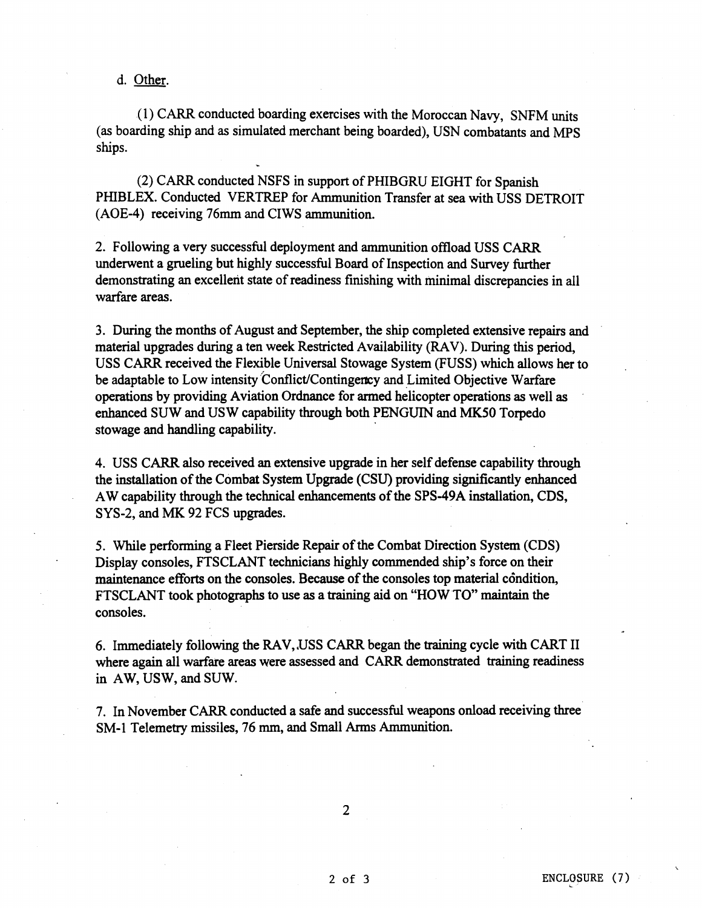d. Other.

(1) CARR conducted boarding exercises with the Moroccan Navy, SNFM units (as boarding ship and as simulated merchant being boarded), USN combatants and MPS ships.

(2) CARR conducted NSFS in support of PHIBGRU EIGHT for Spanish PHIBLEX. Conducted VERTREP for Ammunition Transfer at sea with USS DETROIT (AOE-4) receiving 76mm and CIWS ammunition.

2. Following a very successful deployment and ammunition offload USS CARR underwent a grueling but highly successful Board of Inspection and Survey further demonstrating an excellent state of readiness finishing with minimal discrepancies in all warfare areas.

3. During the months of August and September, the ship completed extensive repairs and material upgrades during a ten week Restricted Availability (RAV). During this period, USS CARR received the Flexible Universal Stowage System (FUSS) which allows her to be adaptable to Low intensity Conflict/Contingency and Limited Objective Warfare operations by providing Aviation Ordnance for armed helicopter operations as well as enhanced SUW and USW capability through both PENGUIN and MK50 Torpedo stowage and handling capability.

4. USS CARR also received an extensive upgrade in her self defense capability through the installation of the Combat System Upgrade (CSU) providing significantly enhanced AW capability through the technical enhancements of the SPS-49A installation, CDS, SYS-2, and MK 92 FCS upgrades.

5. While performing a Fleet Pierside Repair of the Combat Direction System (CDS) Display consoles, FTSCLANT technicians highly commended ship's force on their maintenance efforts on the consoles. Because of the consoles top material condition, FTSCLANT took photographs to use as a training aid on "HOW TO" maintain the consoles.

6. Immediately following the RAV, USS CARR began the training cycle with CART II where again all warfare areas were assessed and CARR demonstrated training readiness in AW, USW, and SUW.

7. In November CARR conducted a safe and successful weapons onload receiving three SM-1 Telemetry missiles, 76 mm, and Small Arms Ammunition.

ENCLOSURE (7)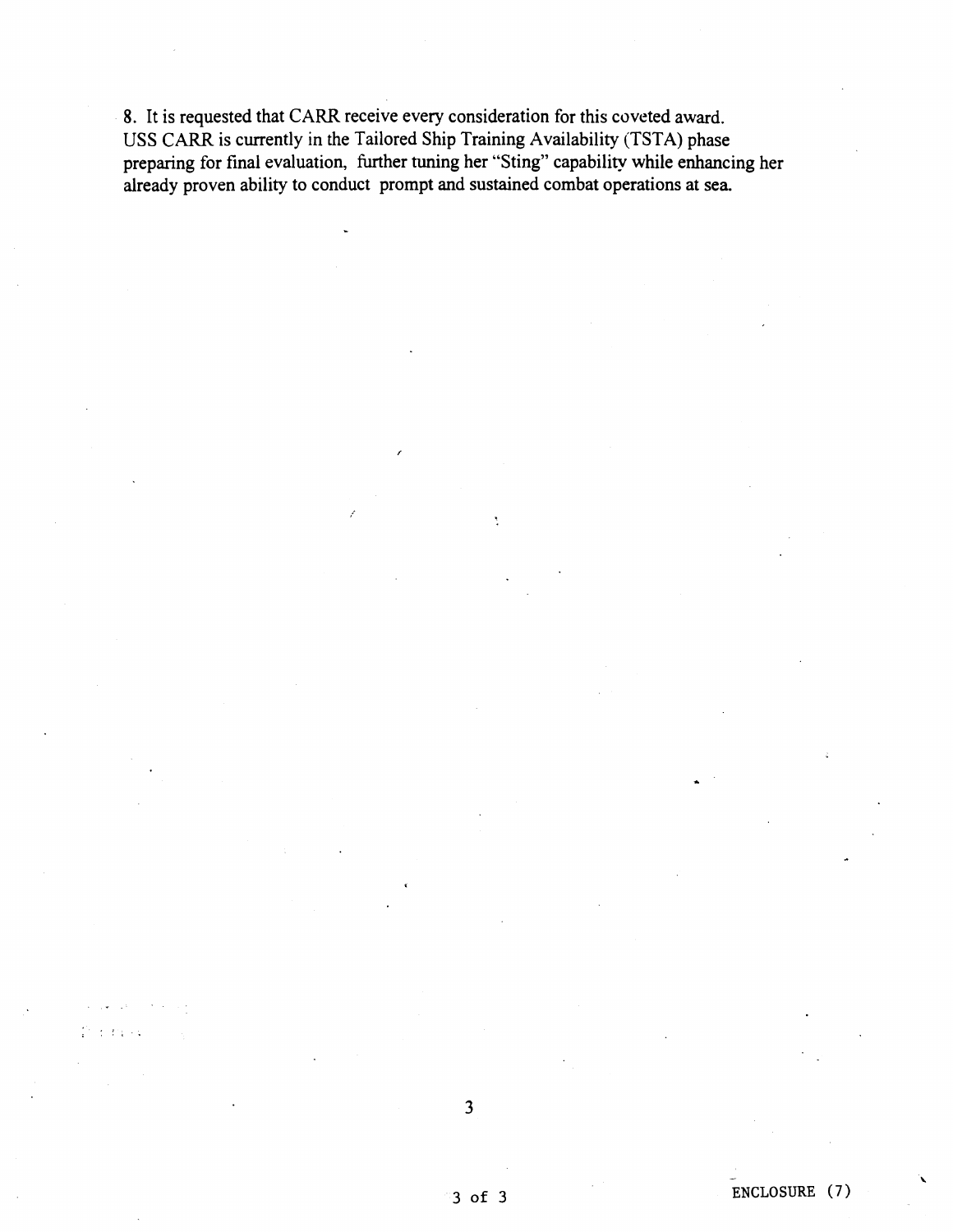8. It is requested that CARR receive every consideration for this coveted award. USS CARR is currently in the Tailored Ship Training Availability (TSTA) phase preparing for final evaluation, further tuning her "Sting" capability while enhancing her already proven ability to conduct prompt and sustained combat operations at sea.

ENCLOSURE (7)